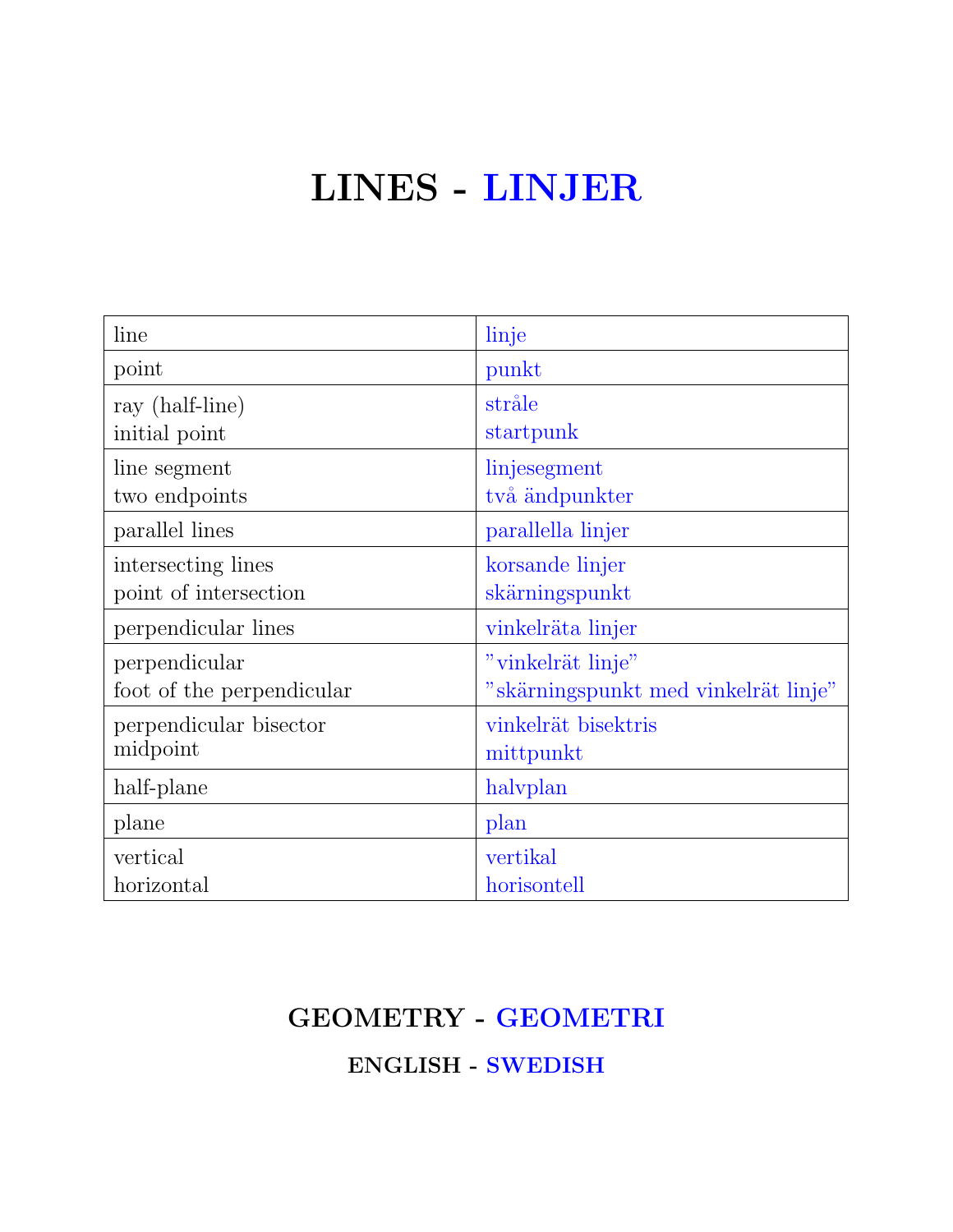# LINES - LINJER

| line | linje |
|---|---|
| point | punkt |
| ray (half-line)<br>initial point | stråle<br>startpunk |
| line segment<br>two endpoints | linjesegment<br>två ändpunkter |
| parallel lines | parallella linjer |
| intersecting lines<br>point of intersection | korsande linjer<br>skärningspunkt |
| perpendicular lines | vinkelräta linjer |
| perpendicular<br>foot of the perpendicular | ”vinkelrät linje”<br>”skärningspunkt med vinkelrät linje” |
| perpendicular bisector<br>midpoint | vinkelrät bisektris<br>mittpunkt |
| half-plane | halvplan |
| plane | plan |
| vertical<br>horizontal | vertikal<br>horisontell |

## GEOMETRY - GEOMETRI

### ENGLISH - SWEDISH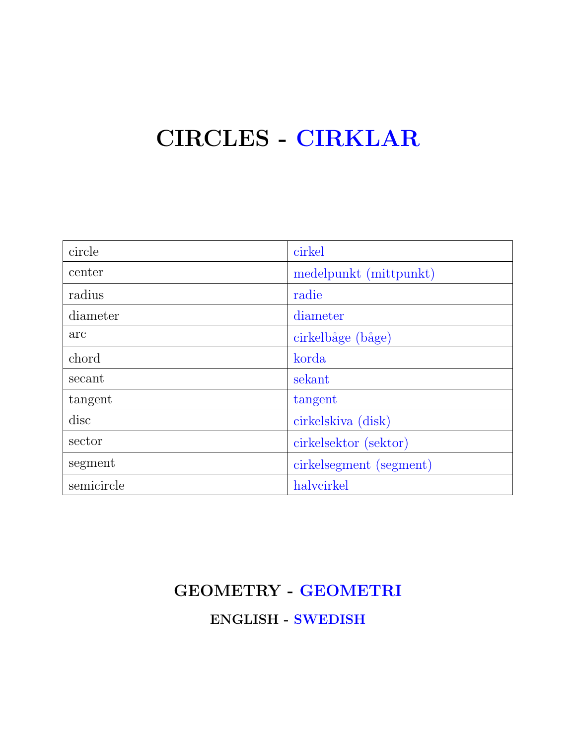# CIRCLES - CIRKLAR

| | |
|---|---|
| circle | cirkel |
| center | medelpunkt (mittpunkt) |
| radius | radie |
| diameter | diameter |
| arc | cirkelbåge (båge) |
| chord | korda |
| secant | sekant |
| tangent | tangent |
| disc | cirkelskiva (disk) |
| sector | cirkelsektor (sektor) |
| segment | cirkelsegment (segment) |
| semicircle | halvcirkel |

## GEOMETRY - GEOMETRI

### ENGLISH - SWEDISH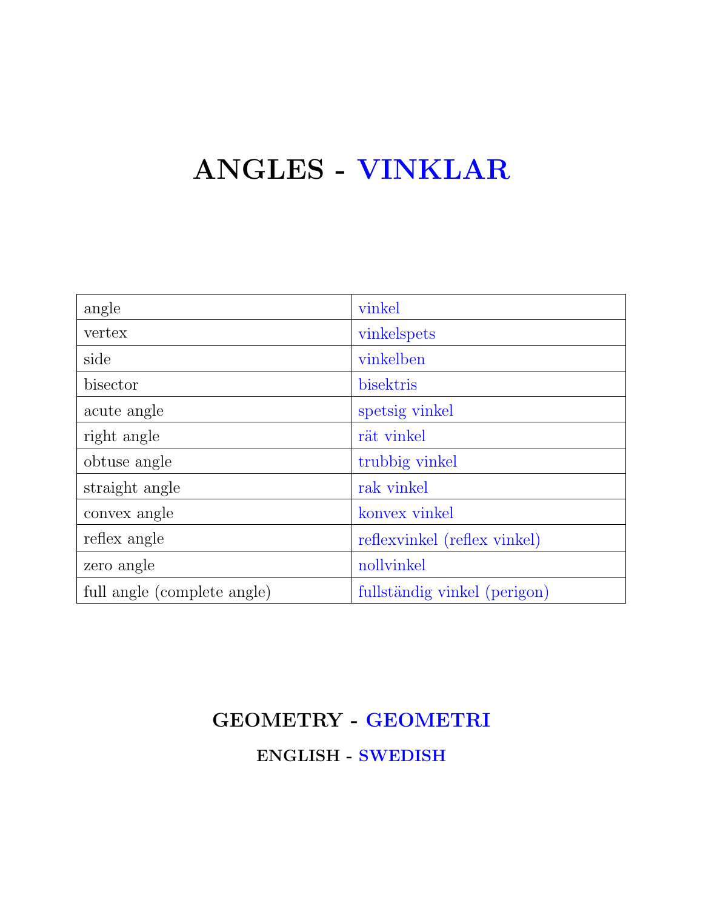# ANGLES - VINKLAR

| angle | vinkel |
|---|---|
| vertex | vinkelspets |
| side | vinkelben |
| bisector | bisektris |
| acute angle | spetsig vinkel |
| right angle | rät vinkel |
| obtuse angle | trubbig vinkel |
| straight angle | rak vinkel |
| convex angle | konvex vinkel |
| reflex angle | reflexvinkel (reflex vinkel) |
| zero angle | nollvinkel |
| full angle (complete angle) | fullständig vinkel (perigon) |

## GEOMETRY - GEOMETRI

### ENGLISH - SWEDISH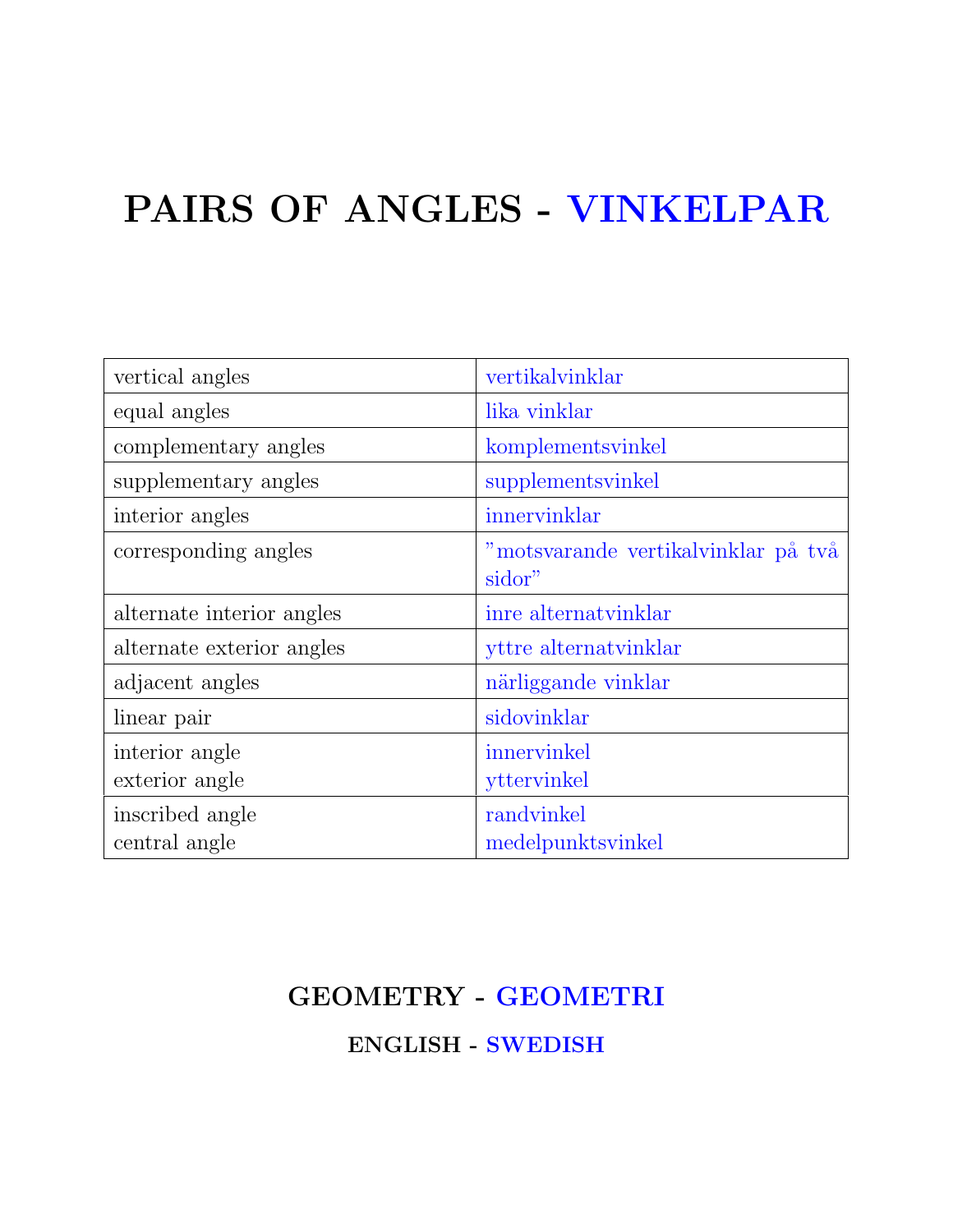# PAIRS OF ANGLES - VINKELPAR

| | |
|---|---|
| vertical angles | vertikalvinklar |
| equal angles | lika vinklar |
| complementary angles | komplementsvinkel |
| supplementary angles | supplementsvinkel |
| interior angles | innervinklar |
| corresponding angles | ”motsvarande vertikalvinklar på två sidor” |
| alternate interior angles | inre alternatvinklar |
| alternate exterior angles | yttre alternatvinklar |
| adjacent angles | närliggande vinklar |
| linear pair | sidovinklar |
| interior angle<br>exterior angle | innervinkel<br>yttervinkel |
| inscribed angle<br>central angle | randvinkel<br>medelpunktsvinkel |

## GEOMETRY - GEOMETRI

### ENGLISH - SWEDISH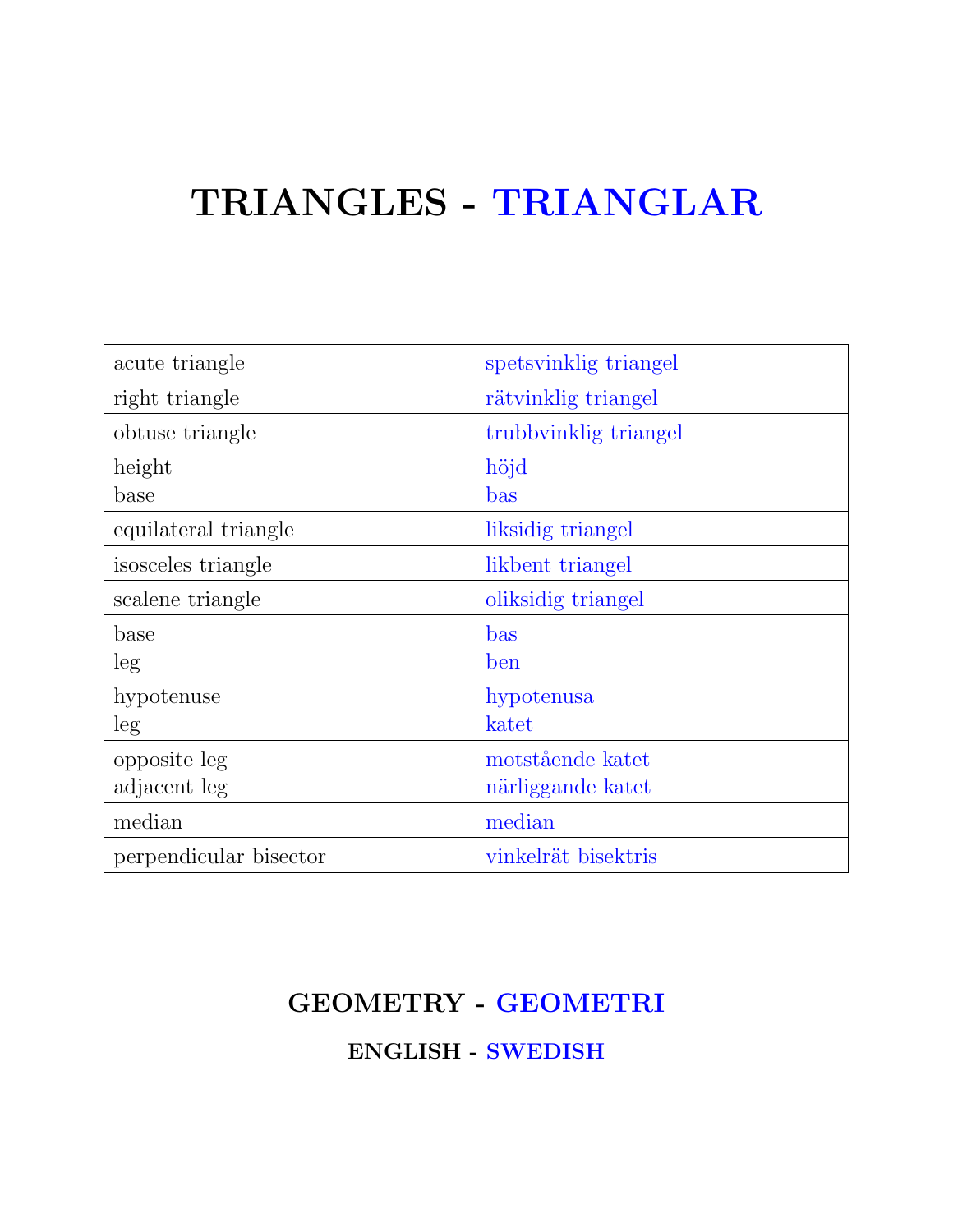# TRIANGLES - TRIANGLAR

| | |
|---|---|
| acute triangle | spetsvinklig triangel |
| right triangle | rätvinklig triangel |
| obtuse triangle | trubbvinklig triangel |
| height<br>base | höjd<br>bas |
| equilateral triangle | liksidig triangel |
| isosceles triangle | likbent triangel |
| scalene triangle | oliksidig triangel |
| base<br>leg | bas<br>ben |
| hypotenuse<br>leg | hypotenusa<br>katet |
| opposite leg<br>adjacent leg | motstående katet<br>närliggande katet |
| median | median |
| perpendicular bisector | vinkelrät bisektris |

## GEOMETRY - GEOMETRI

### ENGLISH - SWEDISH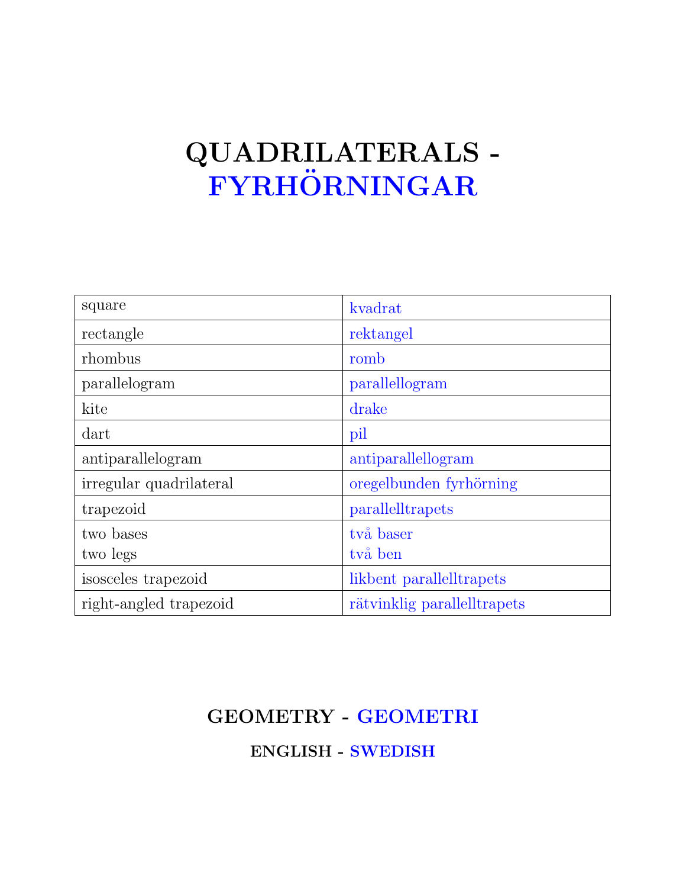# QUADRILATERALS - FYRHÖRNINGAR

| | |
|---|---|
| square | kvadrat |
| rectangle | rektangel |
| rhombus | romb |
| parallelogram | parallellogram |
| kite | drake |
| dart | pil |
| antiparallelogram | antiparallellogram |
| irregular quadrilateral | oregelbunden fyrhörning |
| trapezoid | parallelltrapets |
| two bases<br>two legs | två baser<br>två ben |
| isosceles trapezoid | likbent parallelltrapets |
| right-angled trapezoid | rätvinklig parallelltrapets |

## GEOMETRY - GEOMETRI

### ENGLISH - SWEDISH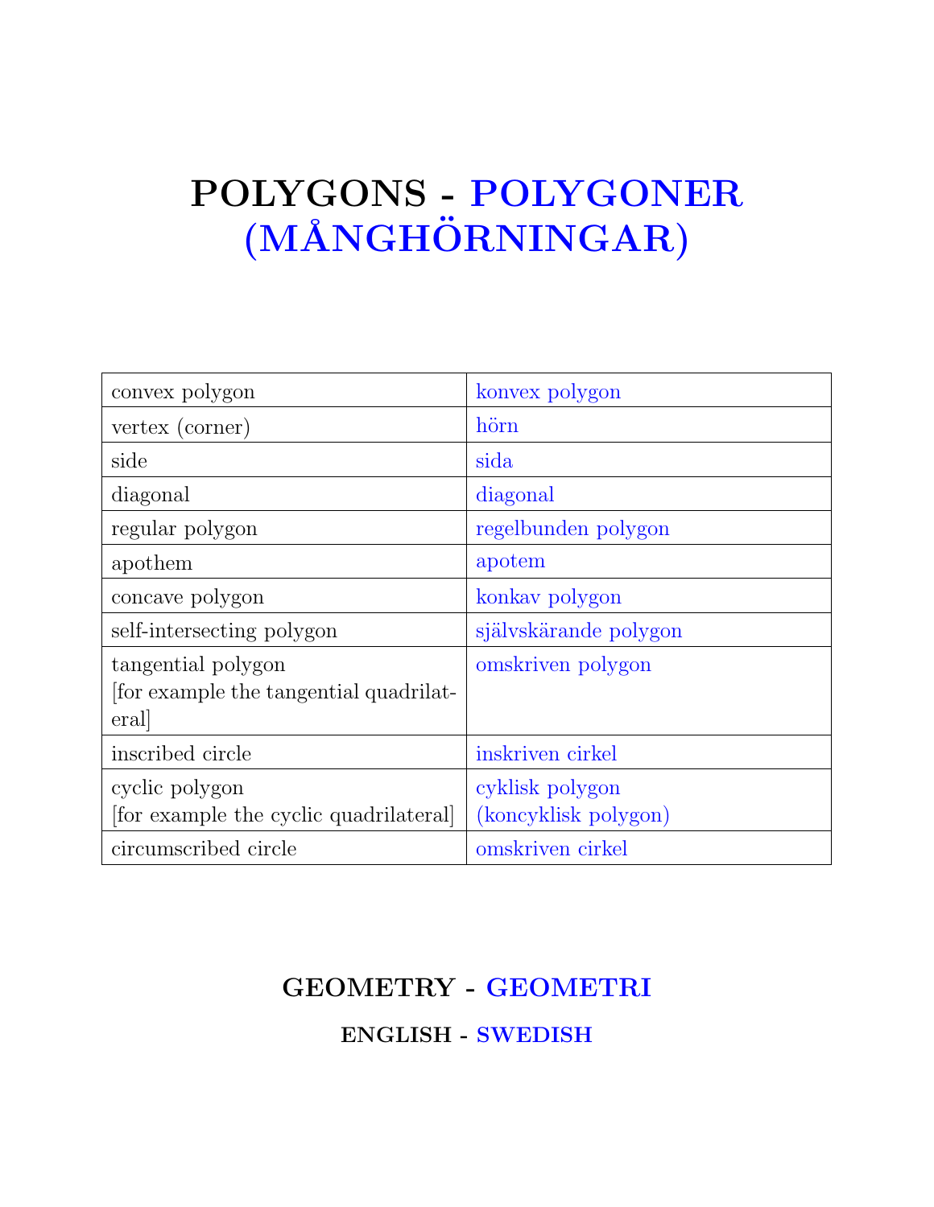# POLYGONS - POLYGONER (MÅNGHÖRNINGAR)

| convex polygon | konvex polygon |
|---|---|
| vertex (corner) | hörn |
| side | sida |
| diagonal | diagonal |
| regular polygon | regelbunden polygon |
| apothem | apotem |
| concave polygon | konkav polygon |
| self-intersecting polygon | självskärande polygon |
| tangential polygon [for example the tangential quadrilateral] | omskriven polygon |
| inscribed circle | inskriven cirkel |
| cyclic polygon [for example the cyclic quadrilateral] | cyklisk polygon (koncyklisk polygon) |
| circumscribed circle | omskriven cirkel |

## GEOMETRY - GEOMETRI

### ENGLISH - SWEDISH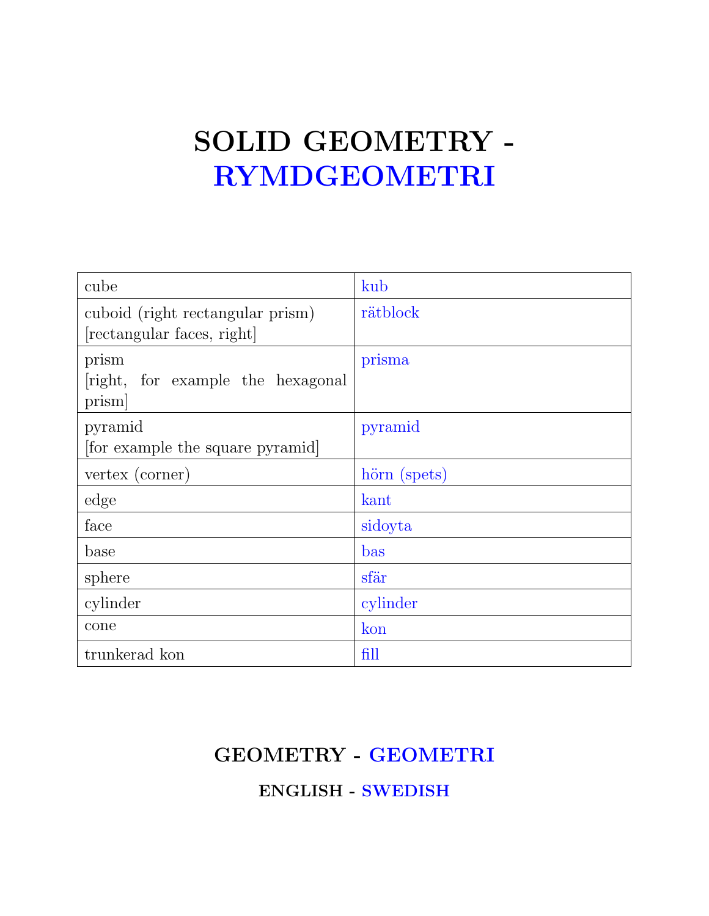# SOLID GEOMETRY - RYMDGEOMETRI

| | |
|---|---|
| cube | kub |
| cuboid (right rectangular prism) [rectangular faces, right] | rätblock |
| prism [right, for example the hexagonal prism] | prisma |
| pyramid [for example the square pyramid] | pyramid |
| vertex (corner) | hörn (spets) |
| edge | kant |
| face | sidoyta |
| base | bas |
| sphere | sfär |
| cylinder | cylinder |
| cone | kon |
| trunkerad kon | fill |

## GEOMETRY - GEOMETRI

### ENGLISH - SWEDISH